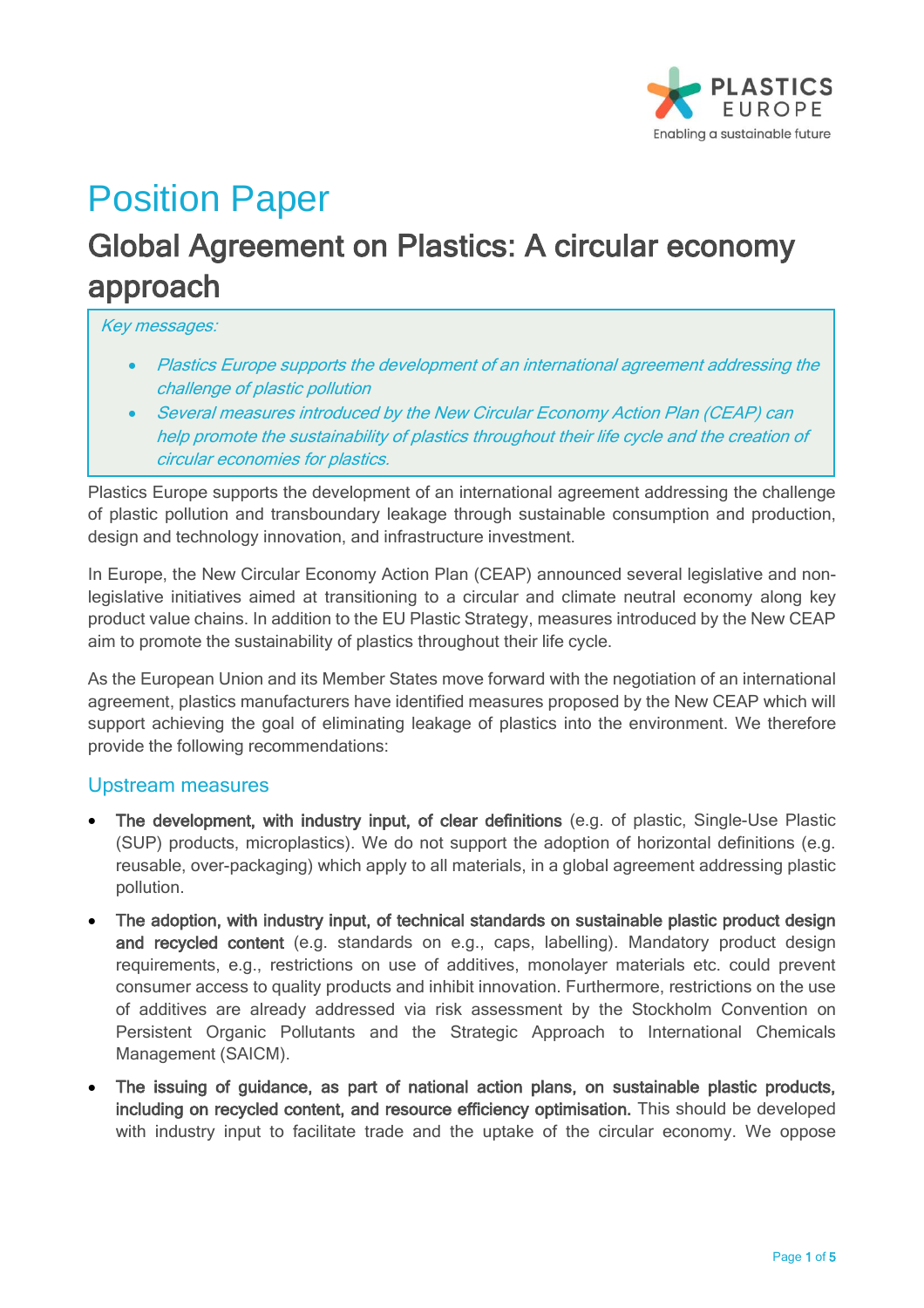# Position Paper

## Global Agreement on Plastics: A circular economy approach

*Key messages:*

- *Plastics Europe supports the development of an international agreement addressing the challenge of plastic pollution*
- *Several measures introduced by the New Circular Economy Action Plan (CEAP) can help promote the sustainability of plastics throughout their life cycle and the creation of circular economies for plastics.*

Plastics Europe supports the development of an international agreement addressing the challenge of plastic pollution and transboundary leakage through sustainable consumption and production, design and technology innovation, and infrastructure investment.

In Europe, the New Circular Economy Action Plan (CEAP) announced several legislative and non-legislative initiatives aimed at transitioning to a circular and climate neutral economy along key product value chains. In addition to the EU Plastic Strategy, measures introduced by the New CEAP aim to promote the sustainability of plastics throughout their life cycle.

As the European Union and its Member States move forward with the negotiation of an international agreement, plastics manufacturers have identified measures proposed by the New CEAP which will support achieving the goal of eliminating leakage of plastics into the environment. We therefore provide the following recommendations:

### Upstream measures

- **The development, with industry input, of clear definitions** (e.g. of plastic, Single-Use Plastic (SUP) products, microplastics). We do not support the adoption of horizontal definitions (e.g. reusable, over-packaging) which apply to all materials, in a global agreement addressing plastic pollution.
- **The adoption, with industry input, of technical standards on sustainable plastic product design and recycled content** (e.g. standards on e.g., caps, labelling). Mandatory product design requirements, e.g., restrictions on use of additives, monolayer materials etc. could prevent consumer access to quality products and inhibit innovation. Furthermore, restrictions on the use of additives are already addressed via risk assessment by the Stockholm Convention on Persistent Organic Pollutants and the Strategic Approach to International Chemicals Management (SAICM).
- **The issuing of guidance, as part of national action plans, on sustainable plastic products, including on recycled content, and resource efficiency optimisation.** This should be developed with industry input to facilitate trade and the uptake of the circular economy. We oppose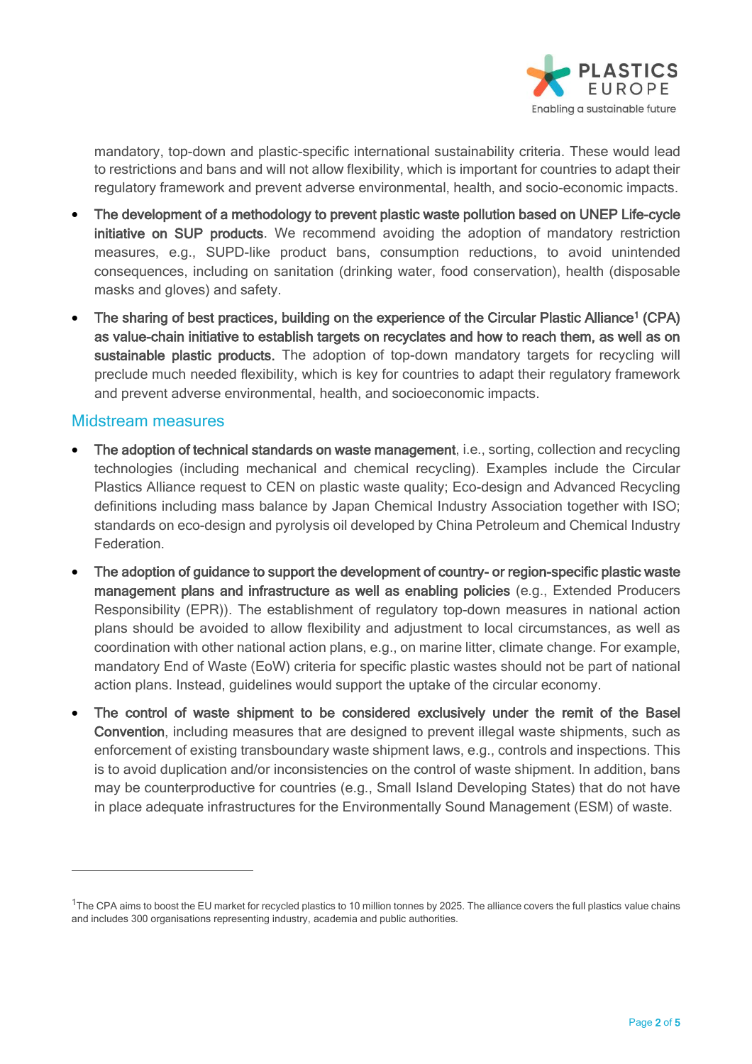mandatory, top-down and plastic-specific international sustainability criteria. These would lead to restrictions and bans and will not allow flexibility, which is important for countries to adapt their regulatory framework and prevent adverse environmental, health, and socio-economic impacts.

- **The development of a methodology to prevent plastic waste pollution based on UNEP Life-cycle initiative on SUP products**. We recommend avoiding the adoption of mandatory restriction measures, e.g., SUPD-like product bans, consumption reductions, to avoid unintended consequences, including on sanitation (drinking water, food conservation), health (disposable masks and gloves) and safety.
- **The sharing of best practices, building on the experience of the Circular Plastic Alliance[1] (CPA) as value-chain initiative to establish targets on recyclates and how to reach them, as well as on sustainable plastic products.** The adoption of top-down mandatory targets for recycling will preclude much needed flexibility, which is key for countries to adapt their regulatory framework and prevent adverse environmental, health, and socioeconomic impacts.

## Midstream measures

- **The adoption of technical standards on waste management**, i.e., sorting, collection and recycling technologies (including mechanical and chemical recycling). Examples include the Circular Plastics Alliance request to CEN on plastic waste quality; Eco-design and Advanced Recycling definitions including mass balance by Japan Chemical Industry Association together with ISO; standards on eco-design and pyrolysis oil developed by China Petroleum and Chemical Industry Federation.
- **The adoption of guidance to support the development of country- or region-specific plastic waste management plans and infrastructure as well as enabling policies** (e.g., Extended Producers Responsibility (EPR)). The establishment of regulatory top-down measures in national action plans should be avoided to allow flexibility and adjustment to local circumstances, as well as coordination with other national action plans, e.g., on marine litter, climate change. For example, mandatory End of Waste (EoW) criteria for specific plastic wastes should not be part of national action plans. Instead, guidelines would support the uptake of the circular economy.
- **The control of waste shipment to be considered exclusively under the remit of the Basel Convention**, including measures that are designed to prevent illegal waste shipments, such as enforcement of existing transboundary waste shipment laws, e.g., controls and inspections. This is to avoid duplication and/or inconsistencies on the control of waste shipment. In addition, bans may be counterproductive for countries (e.g., Small Island Developing States) that do not have in place adequate infrastructures for the Environmentally Sound Management (ESM) of waste.

---

[1] The CPA aims to boost the EU market for recycled plastics to 10 million tonnes by 2025. The alliance covers the full plastics value chains and includes 300 organisations representing industry, academia and public authorities.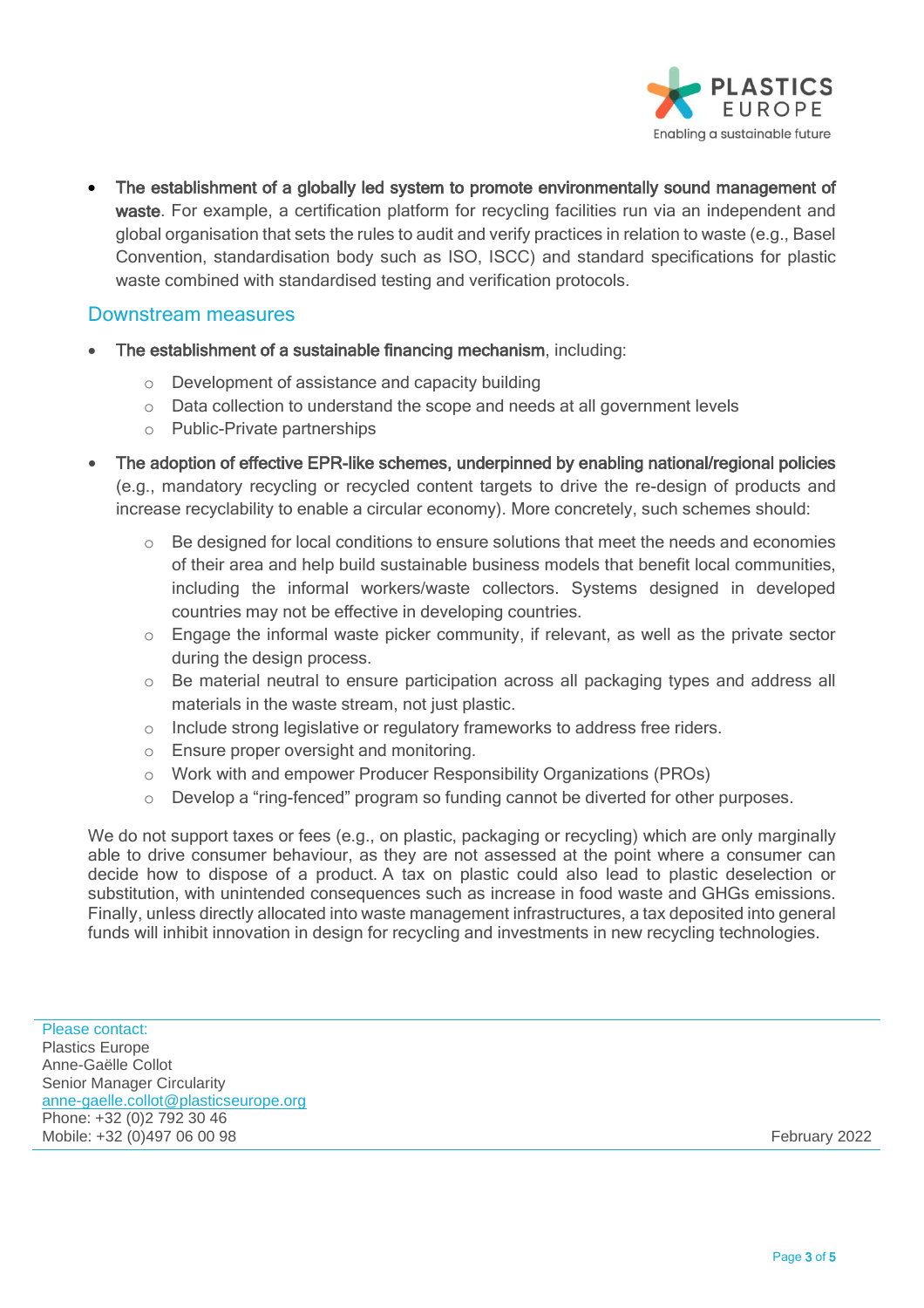- **The establishment of a globally led system to promote environmentally sound management of waste**. For example, a certification platform for recycling facilities run via an independent and global organisation that sets the rules to audit and verify practices in relation to waste (e.g., Basel Convention, standardisation body such as ISO, ISCC) and standard specifications for plastic waste combined with standardised testing and verification protocols.

## Downstream measures

- **The establishment of a sustainable financing mechanism**, including:
  - Development of assistance and capacity building
  - Data collection to understand the scope and needs at all government levels
  - Public-Private partnerships
- **The adoption of effective EPR-like schemes, underpinned by enabling national/regional policies** (e.g., mandatory recycling or recycled content targets to drive the re-design of products and increase recyclability to enable a circular economy). More concretely, such schemes should:
  - Be designed for local conditions to ensure solutions that meet the needs and economies of their area and help build sustainable business models that benefit local communities, including the informal workers/waste collectors. Systems designed in developed countries may not be effective in developing countries.
  - Engage the informal waste picker community, if relevant, as well as the private sector during the design process.
  - Be material neutral to ensure participation across all packaging types and address all materials in the waste stream, not just plastic.
  - Include strong legislative or regulatory frameworks to address free riders.
  - Ensure proper oversight and monitoring.
  - Work with and empower Producer Responsibility Organizations (PROs)
  - Develop a "ring-fenced" program so funding cannot be diverted for other purposes.

We do not support taxes or fees (e.g., on plastic, packaging or recycling) which are only marginally able to drive consumer behaviour, as they are not assessed at the point where a consumer can decide how to dispose of a product. A tax on plastic could also lead to plastic deselection or substitution, with unintended consequences such as increase in food waste and GHGs emissions. Finally, unless directly allocated into waste management infrastructures, a tax deposited into general funds will inhibit innovation in design for recycling and investments in new recycling technologies.

Please contact:
Plastics Europe
Anne-Gaëlle Collot
Senior Manager Circularity
anne-gaelle.collot@plasticseurope.org
Phone: +32 (0)2 792 30 46
Mobile: +32 (0)497 06 00 98

February 2022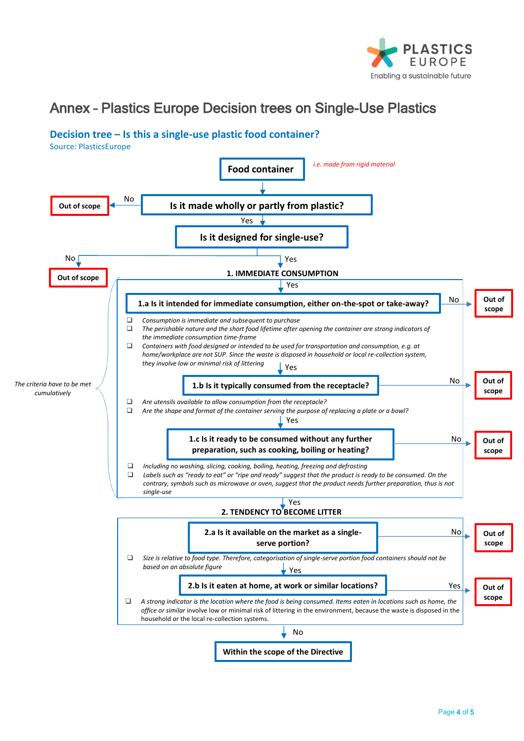# Annex - Plastics Europe Decision trees on Single-Use Plastics

## Decision tree – Is this a single-use plastic food container?

Source: PlasticsEurope

**Food container** *i.e. made from rigid material*

**Is it made wholly or partly from plastic?**
- No → **Out of scope**
- Yes ↓

**Is it designed for single-use?**
- No → **Out of scope**
- Yes ↓

*The criteria have to be met cumulatively*

### 1. IMMEDIATE CONSUMPTION

**1.a Is it intended for immediate consumption, either on-the-spot or take-away?**
- No → **Out of scope**
- Yes ↓

- *Consumption is immediate and subsequent to purchase*
- *The perishable nature and the short food lifetime after opening the container are strong indicators of the immediate consumption time-frame*
- *Containers with food designed or intended to be used for transportation and consumption, e.g. at home/workplace are not SUP. Since the waste is disposed in household or local re-collection system, they involve low or minimal risk of littering*

**1.b Is it typically consumed from the receptacle?**
- No → **Out of scope**
- Yes ↓

- *Are utensils available to allow consumption from the receptacle?*
- *Are the shape and format of the container serving the purpose of replacing a plate or a bowl?*

**1.c Is it ready to be consumed without any further preparation, such as cooking, boiling or heating?**
- No → **Out of scope**
- Yes ↓

- *Including no washing, slicing, cooking, boiling, heating, freezing and defrosting*
- *Labels such as "ready to eat" or "ripe and ready" suggest that the product is ready to be consumed. On the contrary, symbols such as microwave or oven, suggest that the product needs further preparation, thus is not single-use*

### 2. TENDENCY TO BECOME LITTER

**2.a Is it available on the market as a single-serve portion?**
- No → **Out of scope**
- Yes ↓

- *Size is relative to food type. Therefore, categorisation of single-serve portion food containers should not be based on an absolute figure*

**2.b Is it eaten at home, at work or similar locations?**
- Yes → **Out of scope**
- No ↓

- *A strong indicator is the location where the food is being consumed. Items eaten in locations such as home, the office or similar involve low or minimal risk of littering in the environment, because the waste is disposed in the* household or the local re-collection systems.

**Within the scope of the Directive**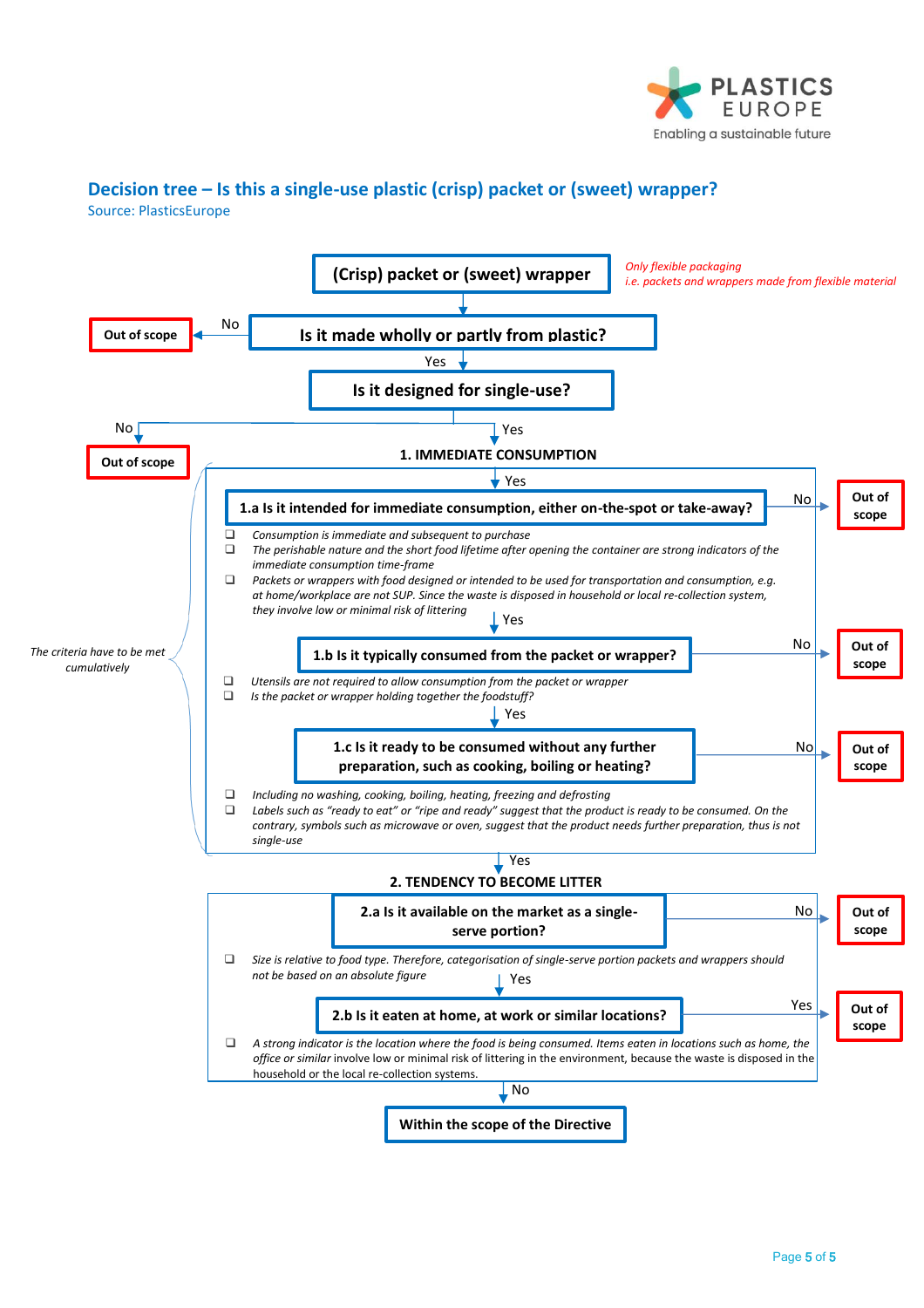## Decision tree – Is this a single-use plastic (crisp) packet or (sweet) wrapper?

Source: PlasticsEurope

**(Crisp) packet or (sweet) wrapper**

*Only flexible packaging*
*i.e. packets and wrappers made from flexible material*

**Is it made wholly or partly from plastic?**

No → Out of scope

Yes ↓

**Is it designed for single-use?**

No → Out of scope

Yes ↓

**1. IMMEDIATE CONSUMPTION**

*The criteria have to be met cumulatively*

Yes ↓

**1.a Is it intended for immediate consumption, either on-the-spot or take-away?**

No → Out of scope

- *Consumption is immediate and subsequent to purchase*
- *The perishable nature and the short food lifetime after opening the container are strong indicators of the immediate consumption time-frame*
- *Packets or wrappers with food designed or intended to be used for transportation and consumption, e.g. at home/workplace are not SUP. Since the waste is disposed in household or local re-collection system, they involve low or minimal risk of littering*

Yes ↓

**1.b Is it typically consumed from the packet or wrapper?**

No → Out of scope

- *Utensils are not required to allow consumption from the packet or wrapper*
- *Is the packet or wrapper holding together the foodstuff?*

Yes ↓

**1.c Is it ready to be consumed without any further preparation, such as cooking, boiling or heating?**

No → Out of scope

- *Including no washing, cooking, boiling, heating, freezing and defrosting*
- *Labels such as "ready to eat" or "ripe and ready" suggest that the product is ready to be consumed. On the contrary, symbols such as microwave or oven, suggest that the product needs further preparation, thus is not single-use*

Yes ↓

**2. TENDENCY TO BECOME LITTER**

**2.a Is it available on the market as a single-serve portion?**

No → Out of scope

- *Size is relative to food type. Therefore, categorisation of single-serve portion packets and wrappers should not be based on an absolute figure*

Yes ↓

**2.b Is it eaten at home, at work or similar locations?**

Yes → Out of scope

- *A strong indicator is the location where the food is being consumed. Items eaten in locations such as home, the office or similar* involve low or minimal risk of littering in the environment, because the waste is disposed in the household or the local re-collection systems.

No ↓

**Within the scope of the Directive**